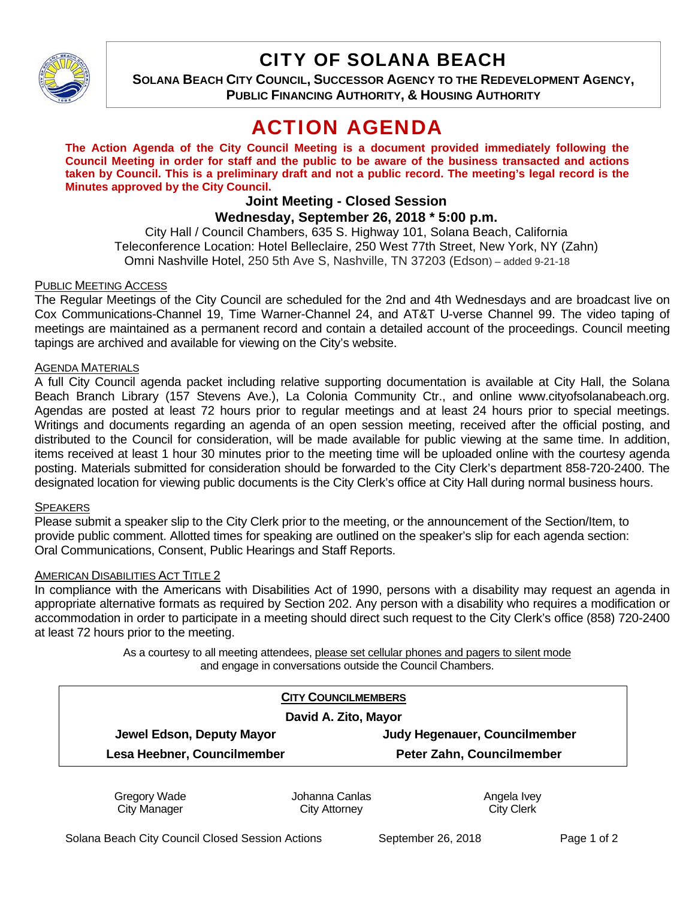# CITY OF SOLANA BEACH

**SOLANA BEACH CITY COUNCIL, SUCCESSOR AGENCY TO THE REDEVELOPMENT AGENCY, PUBLIC FINANCING AUTHORITY, & HOUSING AUTHORITY**

# ACTION AGENDA

**The Action Agenda of the City Council Meeting is a document provided immediately following the Council Meeting in order for staff and the public to be aware of the business transacted and actions taken by Council. This is a preliminary draft and not a public record. The meeting's legal record is the Minutes approved by the City Council.**

## Joint Meeting - Closed Session
## Wednesday, September 26, 2018 * 5:00 p.m.

City Hall / Council Chambers, 635 S. Highway 101, Solana Beach, California
Teleconference Location: Hotel Belleclaire, 250 West 77th Street, New York, NY (Zahn)
Omni Nashville Hotel, 250 5th Ave S, Nashville, TN 37203 (Edson) – added 9-21-18

PUBLIC MEETING ACCESS

The Regular Meetings of the City Council are scheduled for the 2nd and 4th Wednesdays and are broadcast live on Cox Communications-Channel 19, Time Warner-Channel 24, and AT&T U-verse Channel 99. The video taping of meetings are maintained as a permanent record and contain a detailed account of the proceedings. Council meeting tapings are archived and available for viewing on the City's website.

AGENDA MATERIALS

A full City Council agenda packet including relative supporting documentation is available at City Hall, the Solana Beach Branch Library (157 Stevens Ave.), La Colonia Community Ctr., and online www.cityofsolanabeach.org. Agendas are posted at least 72 hours prior to regular meetings and at least 24 hours prior to special meetings. Writings and documents regarding an agenda of an open session meeting, received after the official posting, and distributed to the Council for consideration, will be made available for public viewing at the same time. In addition, items received at least 1 hour 30 minutes prior to the meeting time will be uploaded online with the courtesy agenda posting. Materials submitted for consideration should be forwarded to the City Clerk's department 858-720-2400. The designated location for viewing public documents is the City Clerk's office at City Hall during normal business hours.

SPEAKERS

Please submit a speaker slip to the City Clerk prior to the meeting, or the announcement of the Section/Item, to provide public comment. Allotted times for speaking are outlined on the speaker's slip for each agenda section: Oral Communications, Consent, Public Hearings and Staff Reports.

AMERICAN DISABILITIES ACT TITLE 2

In compliance with the Americans with Disabilities Act of 1990, persons with a disability may request an agenda in appropriate alternative formats as required by Section 202. Any person with a disability who requires a modification or accommodation in order to participate in a meeting should direct such request to the City Clerk's office (858) 720-2400 at least 72 hours prior to the meeting.

As a courtesy to all meeting attendees, please set cellular phones and pagers to silent mode and engage in conversations outside the Council Chambers.

**CITY COUNCILMEMBERS**

**David A. Zito, Mayor**

| | |
|---|---|
| **Jewel Edson, Deputy Mayor** | **Judy Hegenauer, Councilmember** |
| **Lesa Heebner, Councilmember** | **Peter Zahn, Councilmember** |

| | | |
|---|---|---|
| Gregory Wade<br>City Manager | Johanna Canlas<br>City Attorney | Angela Ivey<br>City Clerk |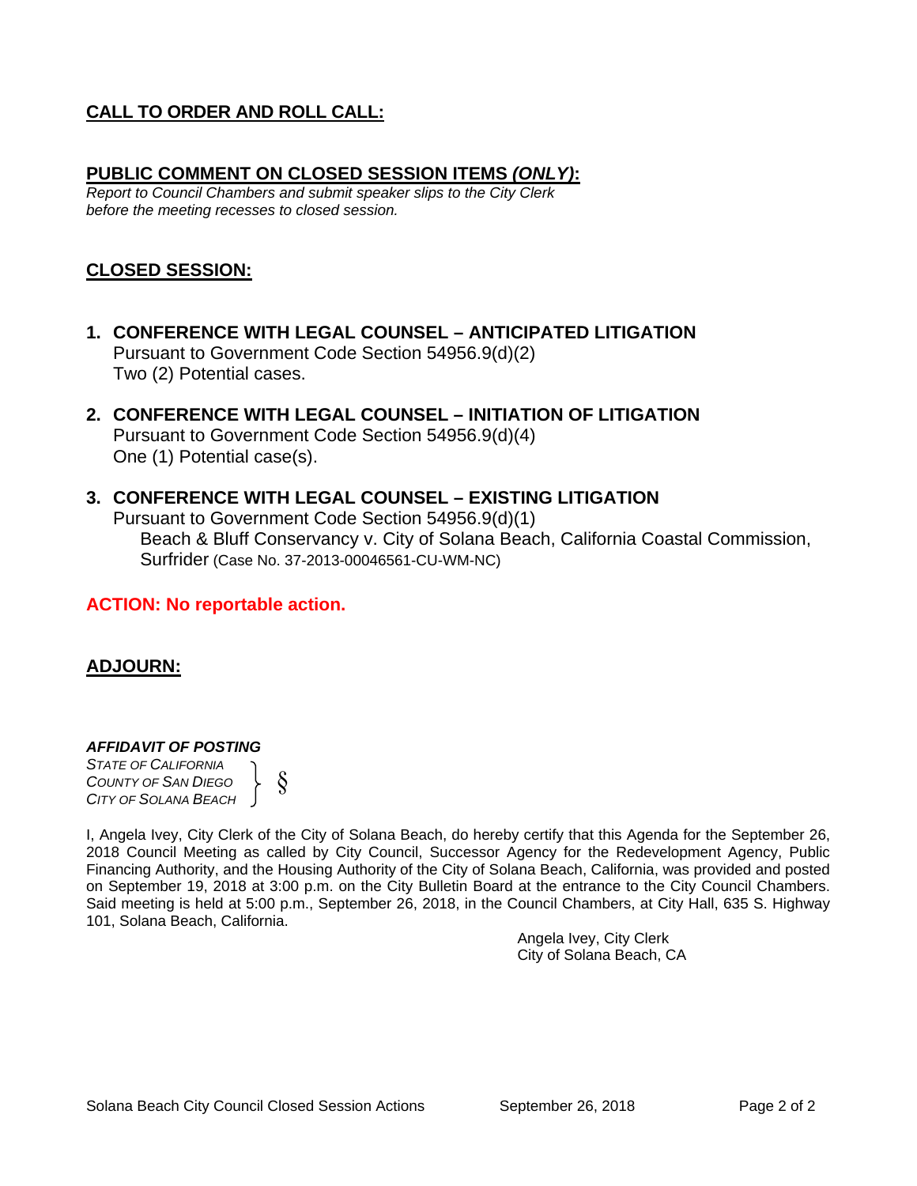## CALL TO ORDER AND ROLL CALL:

## PUBLIC COMMENT ON CLOSED SESSION ITEMS *(ONLY)*:

*Report to Council Chambers and submit speaker slips to the City Clerk before the meeting recesses to closed session.*

## CLOSED SESSION:

**1. CONFERENCE WITH LEGAL COUNSEL – ANTICIPATED LITIGATION**
Pursuant to Government Code Section 54956.9(d)(2)
Two (2) Potential cases.

**2. CONFERENCE WITH LEGAL COUNSEL – INITIATION OF LITIGATION**
Pursuant to Government Code Section 54956.9(d)(4)
One (1) Potential case(s).

**3. CONFERENCE WITH LEGAL COUNSEL – EXISTING LITIGATION**
Pursuant to Government Code Section 54956.9(d)(1)
Beach & Bluff Conservancy v. City of Solana Beach, California Coastal Commission, Surfrider (Case No. 37-2013-00046561-CU-WM-NC)

**ACTION: No reportable action.**

## ADJOURN:

***AFFIDAVIT OF POSTING***

*STATE OF CALIFORNIA*
*COUNTY OF SAN DIEGO* §
*CITY OF SOLANA BEACH*

I, Angela Ivey, City Clerk of the City of Solana Beach, do hereby certify that this Agenda for the September 26, 2018 Council Meeting as called by City Council, Successor Agency for the Redevelopment Agency, Public Financing Authority, and the Housing Authority of the City of Solana Beach, California, was provided and posted on September 19, 2018 at 3:00 p.m. on the City Bulletin Board at the entrance to the City Council Chambers. Said meeting is held at 5:00 p.m., September 26, 2018, in the Council Chambers, at City Hall, 635 S. Highway 101, Solana Beach, California.

Angela Ivey, City Clerk
City of Solana Beach, CA